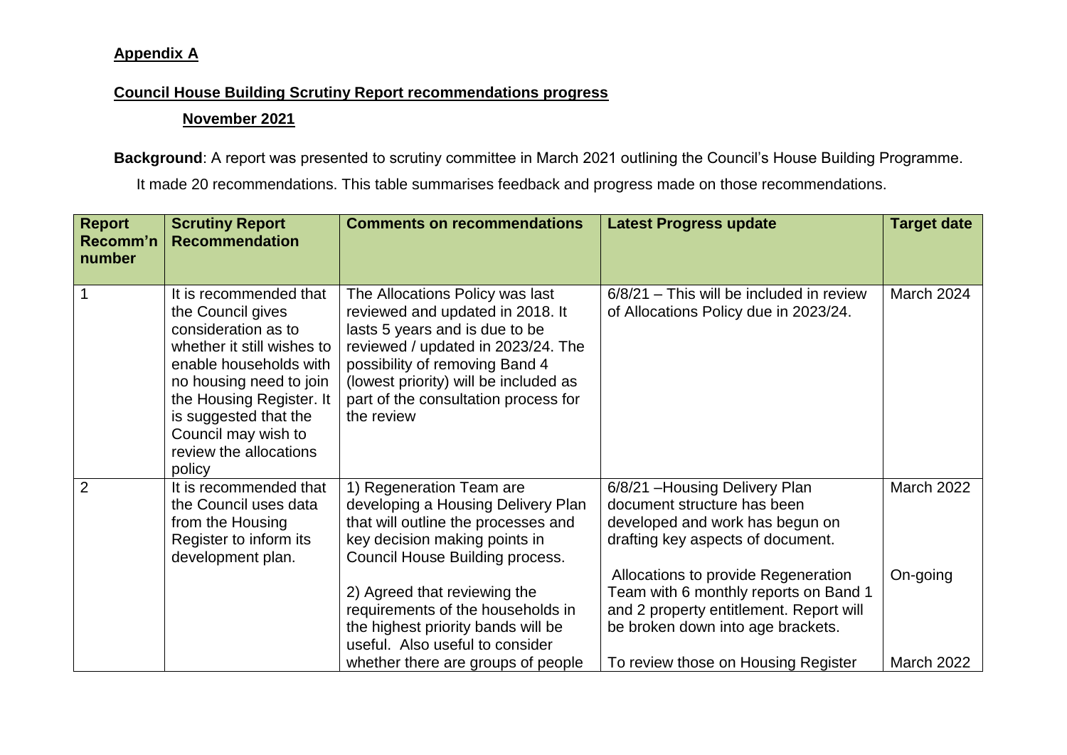**Appendix A**

**Council House Building Scrutiny Report recommendations progress**

**November 2021**

**Background**: A report was presented to scrutiny committee in March 2021 outlining the Council's House Building Programme.

It made 20 recommendations. This table summarises feedback and progress made on those recommendations.

| Report Recomm'n number | Scrutiny Report Recommendation | Comments on recommendations | Latest Progress update | Target date |
|---|---|---|---|---|
| 1 | It is recommended that the Council gives consideration as to whether it still wishes to enable households with no housing need to join the Housing Register. It is suggested that the Council may wish to review the allocations policy | The Allocations Policy was last reviewed and updated in 2018. It lasts 5 years and is due to be reviewed / updated in 2023/24. The possibility of removing Band 4 (lowest priority) will be included as part of the consultation process for the review | 6/8/21 – This will be included in review of Allocations Policy due in 2023/24. | March 2024 |
| 2 | It is recommended that the Council uses data from the Housing Register to inform its development plan. | 1) Regeneration Team are developing a Housing Delivery Plan that will outline the processes and key decision making points in Council House Building process. | 6/8/21 –Housing Delivery Plan document structure has been developed and work has begun on drafting key aspects of document. | March 2022 |
| | | 2) Agreed that reviewing the requirements of the households in the highest priority bands will be useful. Also useful to consider whether there are groups of people | Allocations to provide Regeneration Team with 6 monthly reports on Band 1 and 2 property entitlement. Report will be broken down into age brackets. | On-going |
| | | | To review those on Housing Register | March 2022 |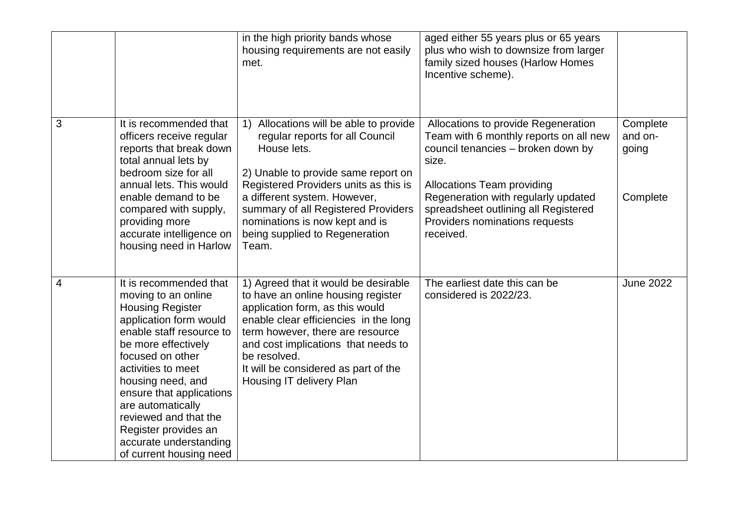| | | | | |
|---|---|---|---|---|
| | | in the high priority bands whose housing requirements are not easily met. | aged either 55 years plus or 65 years plus who wish to downsize from larger family sized houses (Harlow Homes Incentive scheme). | |
| 3 | It is recommended that officers receive regular reports that break down total annual lets by bedroom size for all annual lets. This would enable demand to be compared with supply, providing more accurate intelligence on housing need in Harlow | 1) Allocations will be able to provide regular reports for all Council House lets.<br><br>2) Unable to provide same report on Registered Providers units as this is a different system. However, summary of all Registered Providers nominations is now kept and is being supplied to Regeneration Team. | Allocations to provide Regeneration Team with 6 monthly reports on all new council tenancies – broken down by size.<br><br>Allocations Team providing Regeneration with regularly updated spreadsheet outlining all Registered Providers nominations requests received. | Complete and on-going<br><br>Complete |
| 4 | It is recommended that moving to an online Housing Register application form would enable staff resource to be more effectively focused on other activities to meet housing need, and ensure that applications are automatically reviewed and that the Register provides an accurate understanding of current housing need | 1) Agreed that it would be desirable to have an online housing register application form, as this would enable clear efficiencies in the long term however, there are resource and cost implications that needs to be resolved.<br>It will be considered as part of the Housing IT delivery Plan | The earliest date this can be considered is 2022/23. | June 2022 |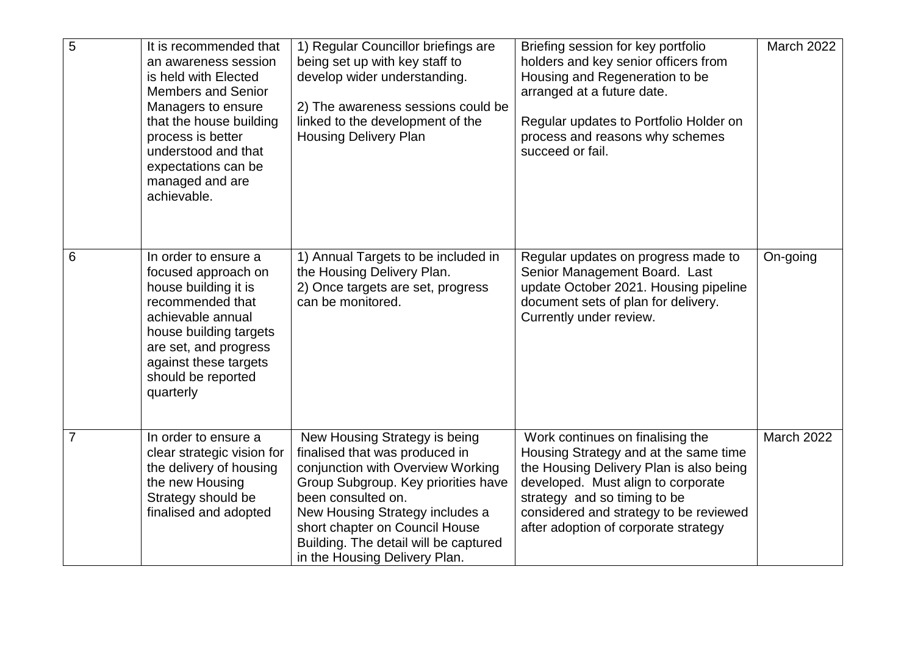| 5 | It is recommended that an awareness session is held with Elected Members and Senior Managers to ensure that the house building process is better understood and that expectations can be managed and are achievable. | 1) Regular Councillor briefings are being set up with key staff to develop wider understanding.<br><br>2) The awareness sessions could be linked to the development of the Housing Delivery Plan | Briefing session for key portfolio holders and key senior officers from Housing and Regeneration to be arranged at a future date.<br><br>Regular updates to Portfolio Holder on process and reasons why schemes succeed or fail. | March 2022 |
|---|---|---|---|---|
| 6 | In order to ensure a focused approach on house building it is recommended that achievable annual house building targets are set, and progress against these targets should be reported quarterly | 1) Annual Targets to be included in the Housing Delivery Plan.<br>2) Once targets are set, progress can be monitored. | Regular updates on progress made to Senior Management Board. Last update October 2021. Housing pipeline document sets of plan for delivery. Currently under review. | On-going |
| 7 | In order to ensure a clear strategic vision for the delivery of housing the new Housing Strategy should be finalised and adopted | New Housing Strategy is being finalised that was produced in conjunction with Overview Working Group Subgroup. Key priorities have been consulted on.<br>New Housing Strategy includes a short chapter on Council House Building. The detail will be captured in the Housing Delivery Plan. | Work continues on finalising the Housing Strategy and at the same time the Housing Delivery Plan is also being developed. Must align to corporate strategy and so timing to be considered and strategy to be reviewed after adoption of corporate strategy | March 2022 |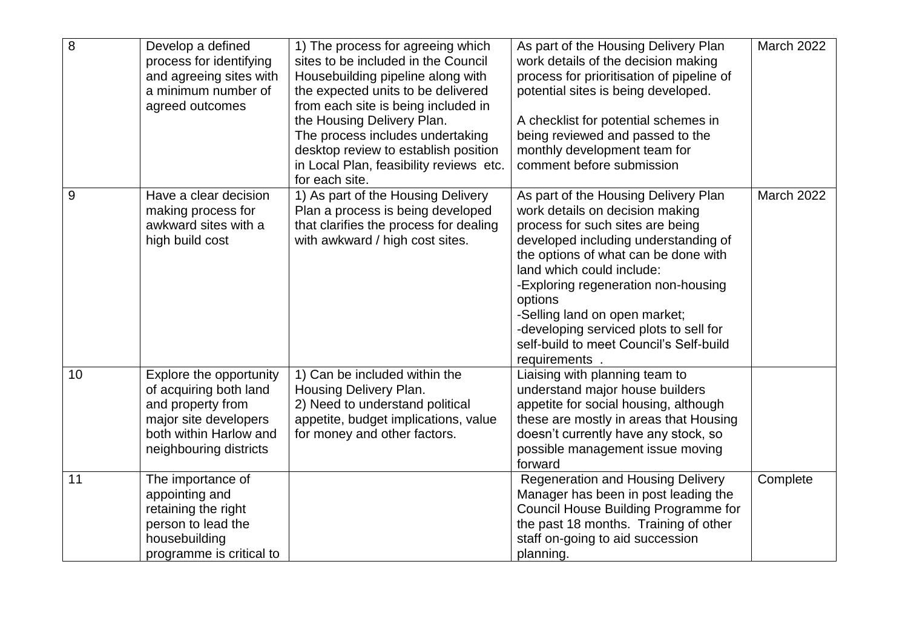| 8 | Develop a defined process for identifying and agreeing sites with a minimum number of agreed outcomes | 1) The process for agreeing which sites to be included in the Council Housebuilding pipeline along with the expected units to be delivered from each site is being included in the Housing Delivery Plan.<br>The process includes undertaking desktop review to establish position in Local Plan, feasibility reviews etc. for each site. | As part of the Housing Delivery Plan work details of the decision making process for prioritisation of pipeline of potential sites is being developed.<br><br>A checklist for potential schemes in being reviewed and passed to the monthly development team for comment before submission | March 2022 |
|---|---|---|---|---|
| 9 | Have a clear decision making process for awkward sites with a high build cost | 1) As part of the Housing Delivery Plan a process is being developed that clarifies the process for dealing with awkward / high cost sites. | As part of the Housing Delivery Plan work details on decision making process for such sites are being developed including understanding of the options of what can be done with land which could include:<br>-Exploring regeneration non-housing options<br>-Selling land on open market;<br>-developing serviced plots to sell for self-build to meet Council's Self-build requirements . | March 2022 |
| 10 | Explore the opportunity of acquiring both land and property from major site developers both within Harlow and neighbouring districts | 1) Can be included within the Housing Delivery Plan.<br>2) Need to understand political appetite, budget implications, value for money and other factors. | Liaising with planning team to understand major house builders appetite for social housing, although these are mostly in areas that Housing doesn't currently have any stock, so possible management issue moving forward | |
| 11 | The importance of appointing and retaining the right person to lead the housebuilding programme is critical to | | Regeneration and Housing Delivery Manager has been in post leading the Council House Building Programme for the past 18 months. Training of other staff on-going to aid succession planning. | Complete |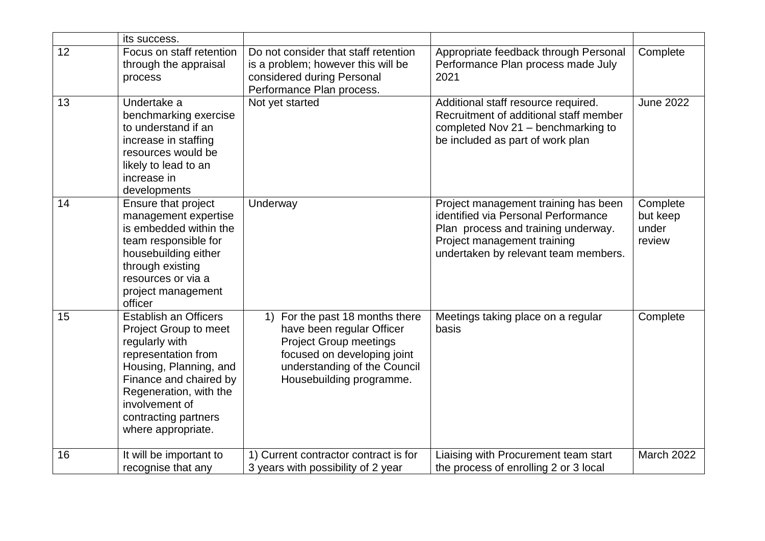| | | | | |
|---|---|---|---|---|
| | its success. | | | |
| 12 | Focus on staff retention through the appraisal process | Do not consider that staff retention is a problem; however this will be considered during Personal Performance Plan process. | Appropriate feedback through Personal Performance Plan process made July 2021 | Complete |
| 13 | Undertake a benchmarking exercise to understand if an increase in staffing resources would be likely to lead to an increase in developments | Not yet started | Additional staff resource required. Recruitment of additional staff member completed Nov 21 – benchmarking to be included as part of work plan | June 2022 |
| 14 | Ensure that project management expertise is embedded within the team responsible for housebuilding either through existing resources or via a project management officer | Underway | Project management training has been identified via Personal Performance Plan process and training underway. Project management training undertaken by relevant team members. | Complete but keep under review |
| 15 | Establish an Officers Project Group to meet regularly with representation from Housing, Planning, and Finance and chaired by Regeneration, with the involvement of contracting partners where appropriate. | 1) For the past 18 months there have been regular Officer Project Group meetings focused on developing joint understanding of the Council Housebuilding programme. | Meetings taking place on a regular basis | Complete |
| 16 | It will be important to recognise that any | 1) Current contractor contract is for 3 years with possibility of 2 year | Liaising with Procurement team start the process of enrolling 2 or 3 local | March 2022 |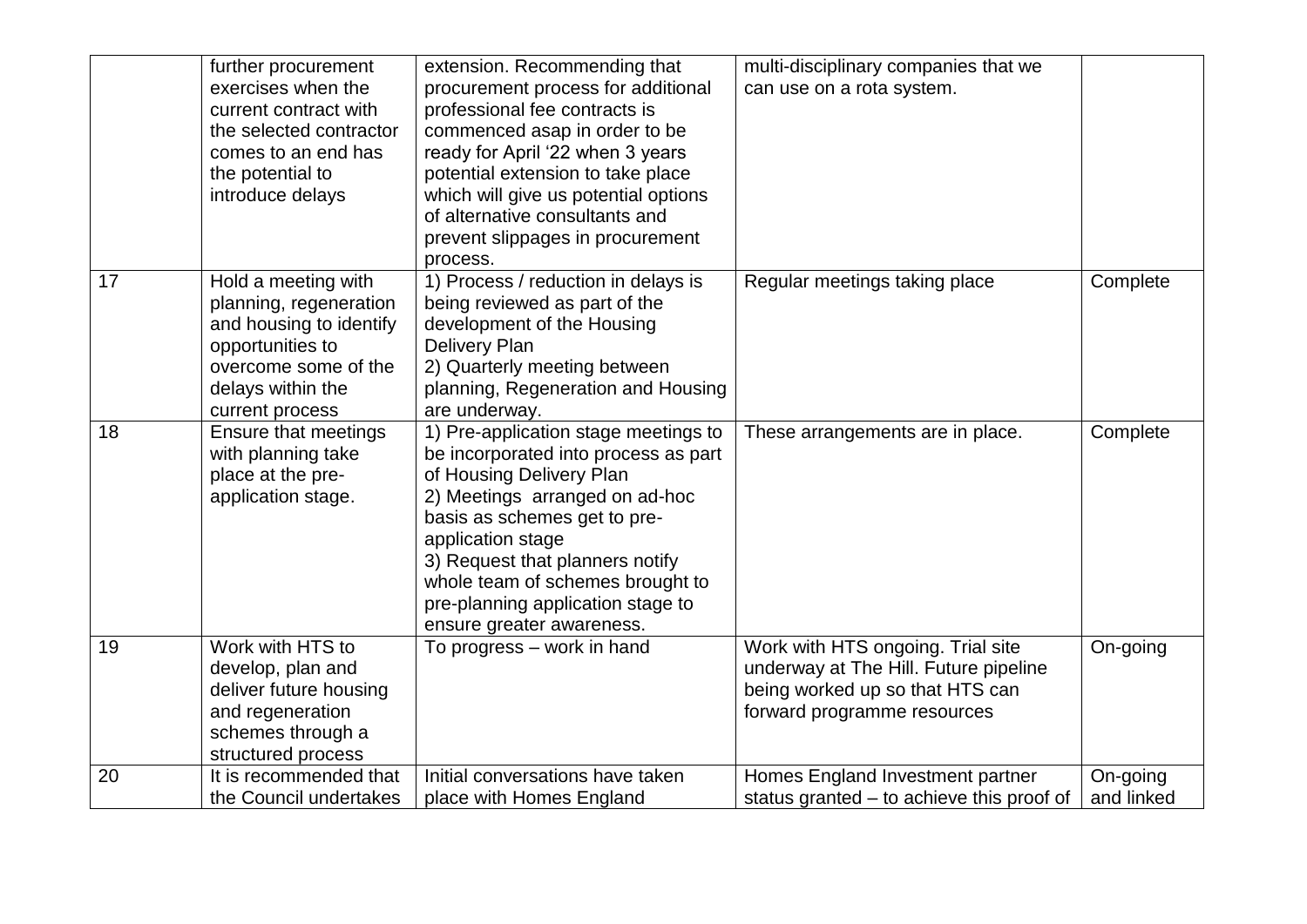| | | | | |
|---|---|---|---|---|
| | further procurement exercises when the current contract with the selected contractor comes to an end has the potential to introduce delays | extension. Recommending that procurement process for additional professional fee contracts is commenced asap in order to be ready for April '22 when 3 years potential extension to take place which will give us potential options of alternative consultants and prevent slippages in procurement process. | multi-disciplinary companies that we can use on a rota system. | |
| 17 | Hold a meeting with planning, regeneration and housing to identify opportunities to overcome some of the delays within the current process | 1) Process / reduction in delays is being reviewed as part of the development of the Housing Delivery Plan<br>2) Quarterly meeting between planning, Regeneration and Housing are underway. | Regular meetings taking place | Complete |
| 18 | Ensure that meetings with planning take place at the pre-application stage. | 1) Pre-application stage meetings to be incorporated into process as part of Housing Delivery Plan<br>2) Meetings arranged on ad-hoc basis as schemes get to pre-application stage<br>3) Request that planners notify whole team of schemes brought to pre-planning application stage to ensure greater awareness. | These arrangements are in place. | Complete |
| 19 | Work with HTS to develop, plan and deliver future housing and regeneration schemes through a structured process | To progress – work in hand | Work with HTS ongoing. Trial site underway at The Hill. Future pipeline being worked up so that HTS can forward programme resources | On-going |
| 20 | It is recommended that the Council undertakes | Initial conversations have taken place with Homes England | Homes England Investment partner status granted – to achieve this proof of | On-going and linked |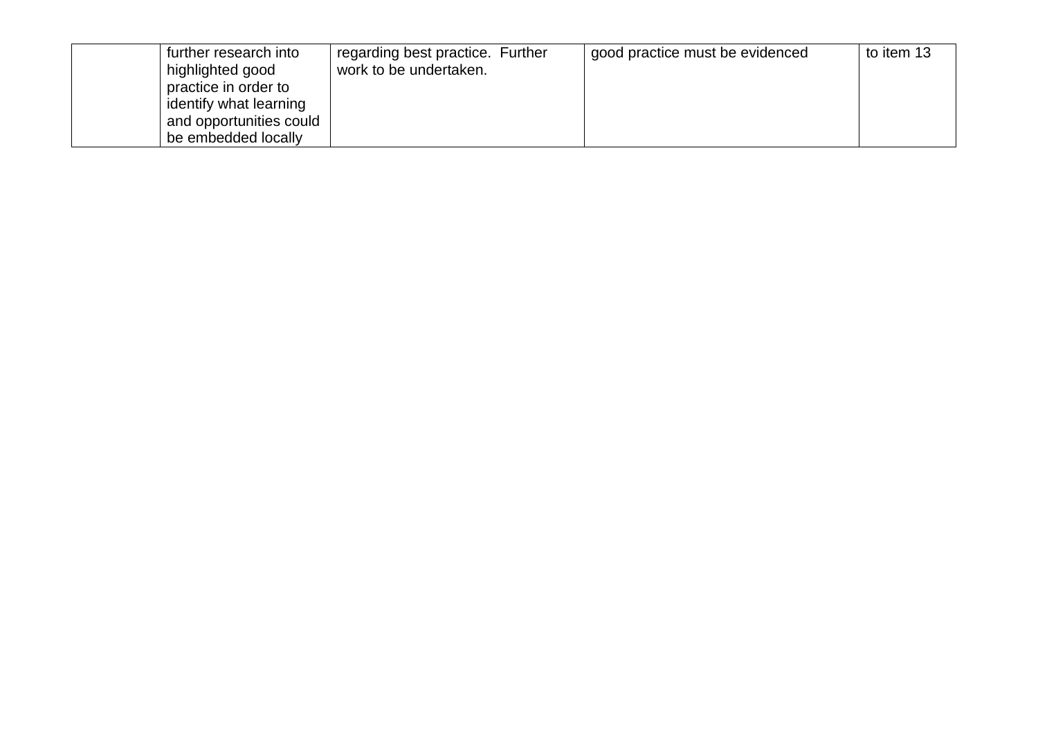| | | | | |
|---|---|---|---|---|
| | further research into highlighted good practice in order to identify what learning and opportunities could be embedded locally | regarding best practice. Further work to be undertaken. | good practice must be evidenced | to item 13 |